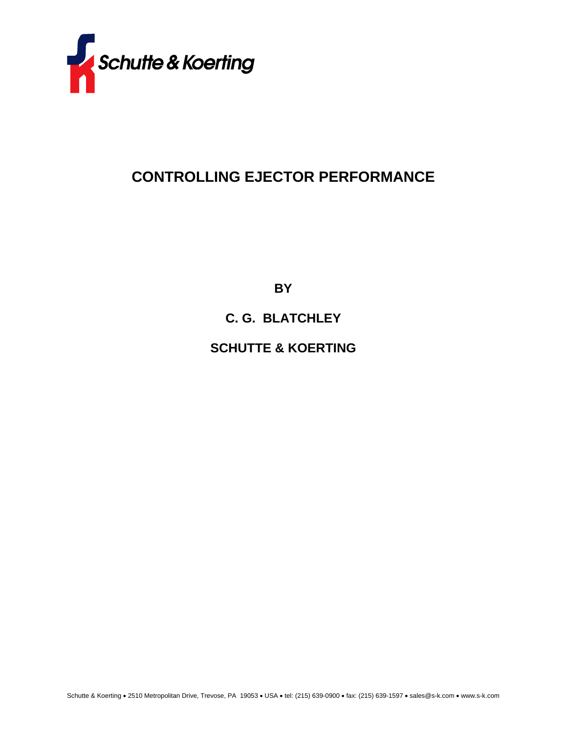Schutte & Koerting

# CONTROLLING EJECTOR PERFORMANCE

**BY**

**C. G. BLATCHLEY**

**SCHUTTE & KOERTING**

Schutte & Koerting • 2510 Metropolitan Drive, Trevose, PA 19053 • USA • tel: (215) 639-0900 • fax: (215) 639-1597 • sales@s-k.com • www.s-k.com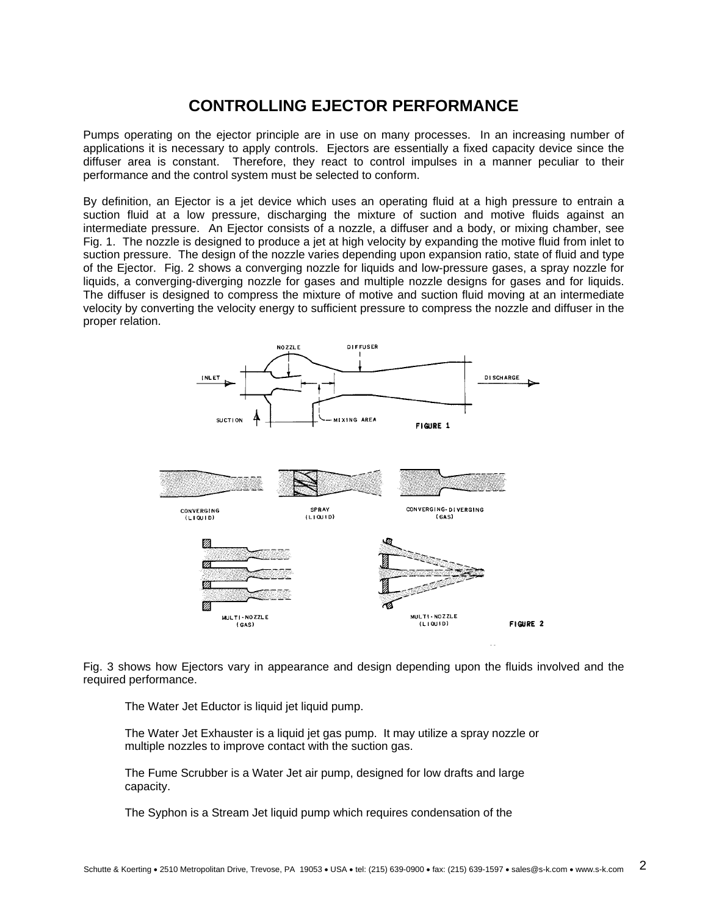## CONTROLLING EJECTOR PERFORMANCE

Pumps operating on the ejector principle are in use on many processes. In an increasing number of applications it is necessary to apply controls. Ejectors are essentially a fixed capacity device since the diffuser area is constant. Therefore, they react to control impulses in a manner peculiar to their performance and the control system must be selected to conform.

By definition, an Ejector is a jet device which uses an operating fluid at a high pressure to entrain a suction fluid at a low pressure, discharging the mixture of suction and motive fluids against an intermediate pressure. An Ejector consists of a nozzle, a diffuser and a body, or mixing chamber, see Fig. 1. The nozzle is designed to produce a jet at high velocity by expanding the motive fluid from inlet to suction pressure. The design of the nozzle varies depending upon expansion ratio, state of fluid and type of the Ejector. Fig. 2 shows a converging nozzle for liquids and low-pressure gases, a spray nozzle for liquids, a converging-diverging nozzle for gases and multiple nozzle designs for gases and for liquids. The diffuser is designed to compress the mixture of motive and suction fluid moving at an intermediate velocity by converting the velocity energy to sufficient pressure to compress the nozzle and diffuser in the proper relation.

FIGURE 1

FIGURE 2

Fig. 3 shows how Ejectors vary in appearance and design depending upon the fluids involved and the required performance.

The Water Jet Eductor is liquid jet liquid pump.

The Water Jet Exhauster is a liquid jet gas pump. It may utilize a spray nozzle or multiple nozzles to improve contact with the suction gas.

The Fume Scrubber is a Water Jet air pump, designed for low drafts and large capacity.

The Syphon is a Stream Jet liquid pump which requires condensation of the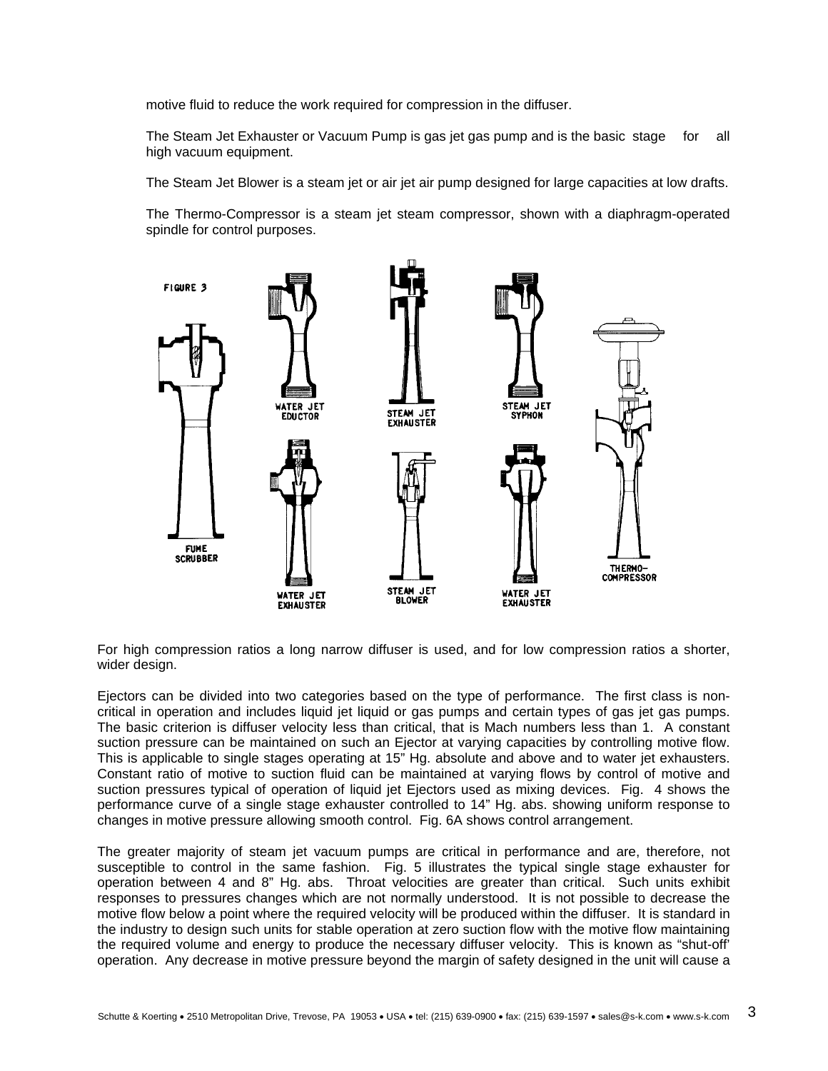motive fluid to reduce the work required for compression in the diffuser.

The Steam Jet Exhauster or Vacuum Pump is gas jet gas pump and is the basic stage for all high vacuum equipment.

The Steam Jet Blower is a steam jet or air jet air pump designed for large capacities at low drafts.

The Thermo-Compressor is a steam jet steam compressor, shown with a diaphragm-operated spindle for control purposes.

FIGURE 3

FUME SCRUBBER

WATER JET EDUCTOR

STEAM JET EXHAUSTER

STEAM JET SYPHON

THERMO-COMPRESSOR

WATER JET EXHAUSTER

STEAM JET BLOWER

WATER JET EXHAUSTER

For high compression ratios a long narrow diffuser is used, and for low compression ratios a shorter, wider design.

Ejectors can be divided into two categories based on the type of performance. The first class is non-critical in operation and includes liquid jet liquid or gas pumps and certain types of gas jet gas pumps. The basic criterion is diffuser velocity less than critical, that is Mach numbers less than 1. A constant suction pressure can be maintained on such an Ejector at varying capacities by controlling motive flow. This is applicable to single stages operating at 15" Hg. absolute and above and to water jet exhausters. Constant ratio of motive to suction fluid can be maintained at varying flows by control of motive and suction pressures typical of operation of liquid jet Ejectors used as mixing devices. Fig. 4 shows the performance curve of a single stage exhauster controlled to 14" Hg. abs. showing uniform response to changes in motive pressure allowing smooth control. Fig. 6A shows control arrangement.

The greater majority of steam jet vacuum pumps are critical in performance and are, therefore, not susceptible to control in the same fashion. Fig. 5 illustrates the typical single stage exhauster for operation between 4 and 8" Hg. abs. Throat velocities are greater than critical. Such units exhibit responses to pressures changes which are not normally understood. It is not possible to decrease the motive flow below a point where the required velocity will be produced within the diffuser. It is standard in the industry to design such units for stable operation at zero suction flow with the motive flow maintaining the required volume and energy to produce the necessary diffuser velocity. This is known as "shut-off" operation. Any decrease in motive pressure beyond the margin of safety designed in the unit will cause a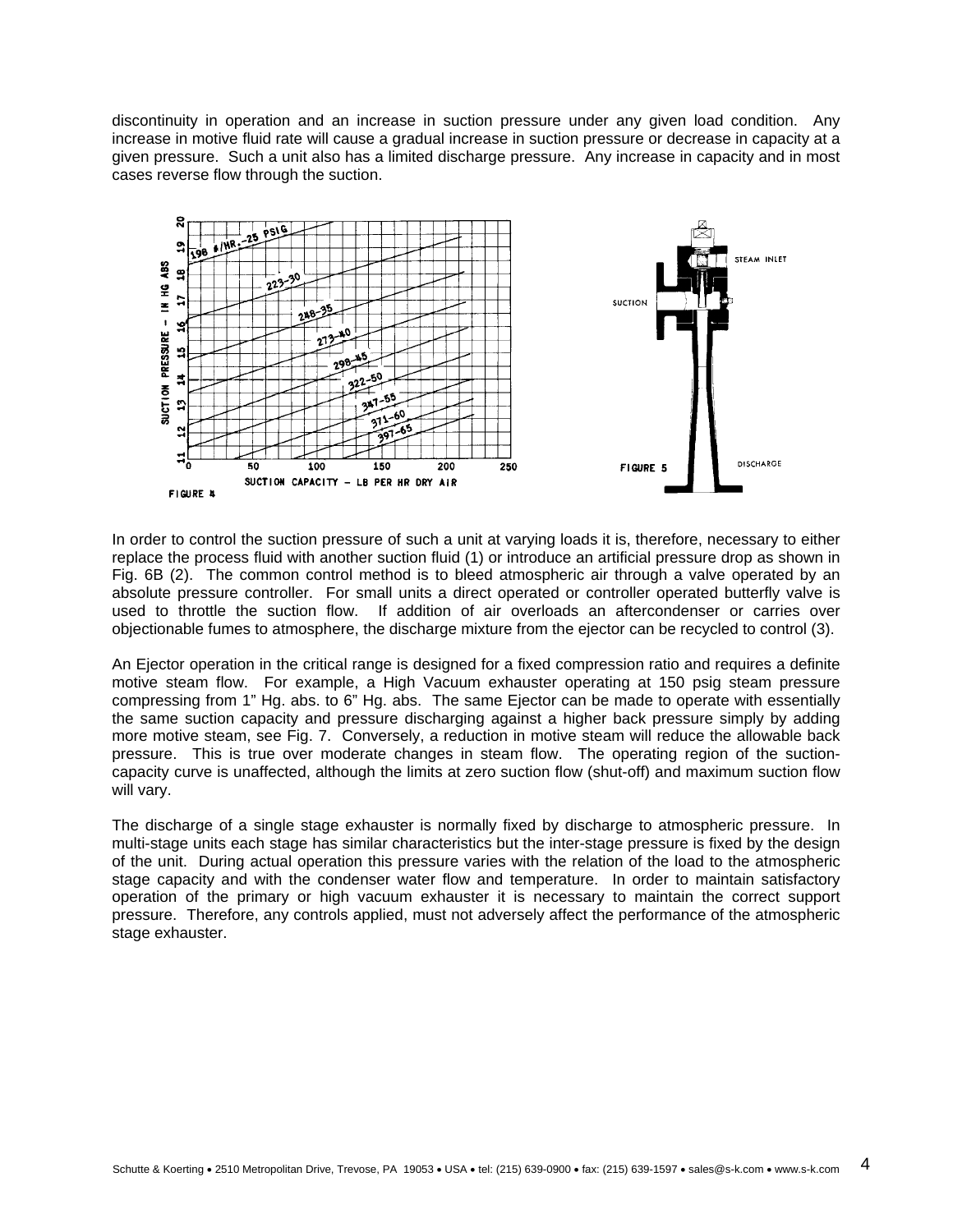discontinuity in operation and an increase in suction pressure under any given load condition. Any increase in motive fluid rate will cause a gradual increase in suction pressure or decrease in capacity at a given pressure. Such a unit also has a limited discharge pressure. Any increase in capacity and in most cases reverse flow through the suction.

FIGURE 4

FIGURE 5

In order to control the suction pressure of such a unit at varying loads it is, therefore, necessary to either replace the process fluid with another suction fluid (1) or introduce an artificial pressure drop as shown in Fig. 6B (2). The common control method is to bleed atmospheric air through a valve operated by an absolute pressure controller. For small units a direct operated or controller operated butterfly valve is used to throttle the suction flow. If addition of air overloads an aftercondenser or carries over objectionable fumes to atmosphere, the discharge mixture from the ejector can be recycled to control (3).

An Ejector operation in the critical range is designed for a fixed compression ratio and requires a definite motive steam flow. For example, a High Vacuum exhauster operating at 150 psig steam pressure compressing from 1" Hg. abs. to 6" Hg. abs. The same Ejector can be made to operate with essentially the same suction capacity and pressure discharging against a higher back pressure simply by adding more motive steam, see Fig. 7. Conversely, a reduction in motive steam will reduce the allowable back pressure. This is true over moderate changes in steam flow. The operating region of the suction-capacity curve is unaffected, although the limits at zero suction flow (shut-off) and maximum suction flow will vary.

The discharge of a single stage exhauster is normally fixed by discharge to atmospheric pressure. In multi-stage units each stage has similar characteristics but the inter-stage pressure is fixed by the design of the unit. During actual operation this pressure varies with the relation of the load to the atmospheric stage capacity and with the condenser water flow and temperature. In order to maintain satisfactory operation of the primary or high vacuum exhauster it is necessary to maintain the correct support pressure. Therefore, any controls applied, must not adversely affect the performance of the atmospheric stage exhauster.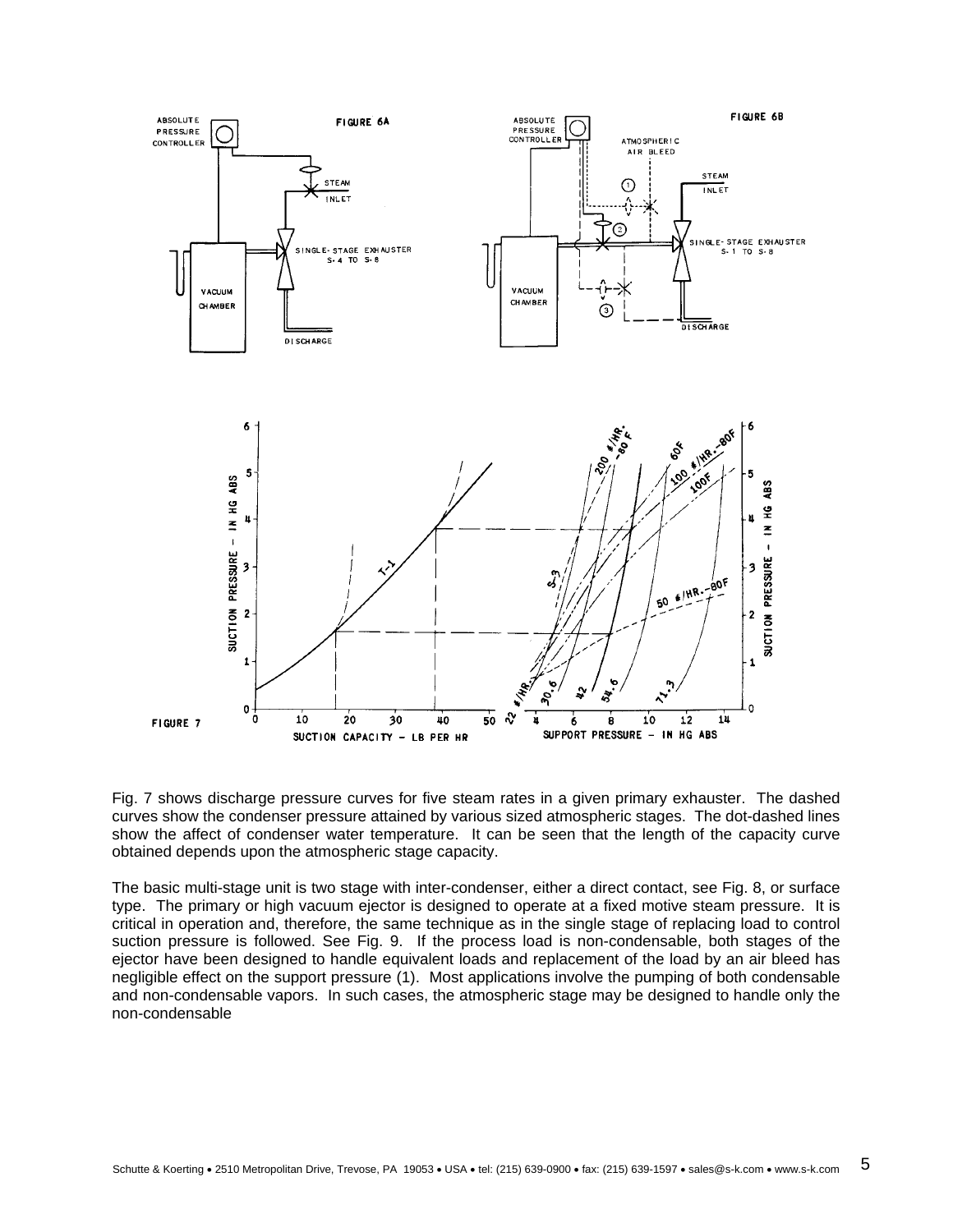FIGURE 6A

FIGURE 6B

FIGURE 7

Fig. 7 shows discharge pressure curves for five steam rates in a given primary exhauster. The dashed curves show the condenser pressure attained by various sized atmospheric stages. The dot-dashed lines show the affect of condenser water temperature. It can be seen that the length of the capacity curve obtained depends upon the atmospheric stage capacity.

The basic multi-stage unit is two stage with inter-condenser, either a direct contact, see Fig. 8, or surface type. The primary or high vacuum ejector is designed to operate at a fixed motive steam pressure. It is critical in operation and, therefore, the same technique as in the single stage of replacing load to control suction pressure is followed. See Fig. 9. If the process load is non-condensable, both stages of the ejector have been designed to handle equivalent loads and replacement of the load by an air bleed has negligible effect on the support pressure (1). Most applications involve the pumping of both condensable and non-condensable vapors. In such cases, the atmospheric stage may be designed to handle only the non-condensable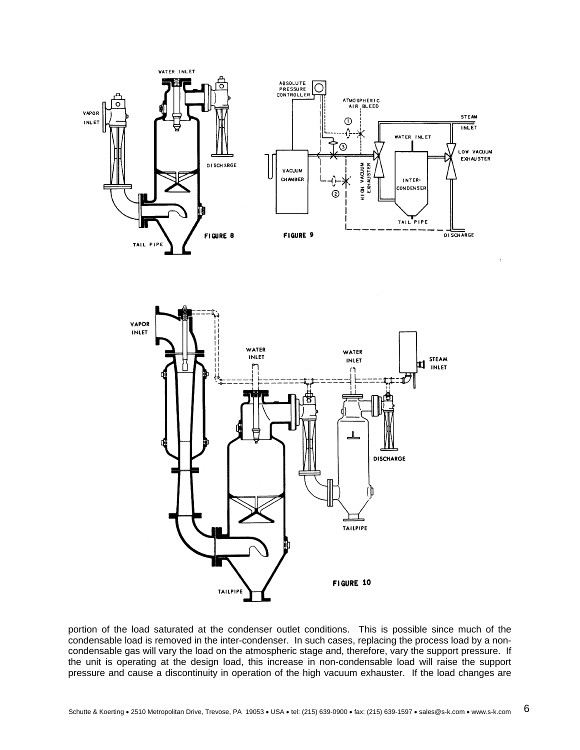FIGURE 8

FIGURE 9

FIGURE 10

portion of the load saturated at the condenser outlet conditions. This is possible since much of the condensable load is removed in the inter-condenser. In such cases, replacing the process load by a non-condensable gas will vary the load on the atmospheric stage and, therefore, vary the support pressure. If the unit is operating at the design load, this increase in non-condensable load will raise the support pressure and cause a discontinuity in operation of the high vacuum exhauster. If the load changes are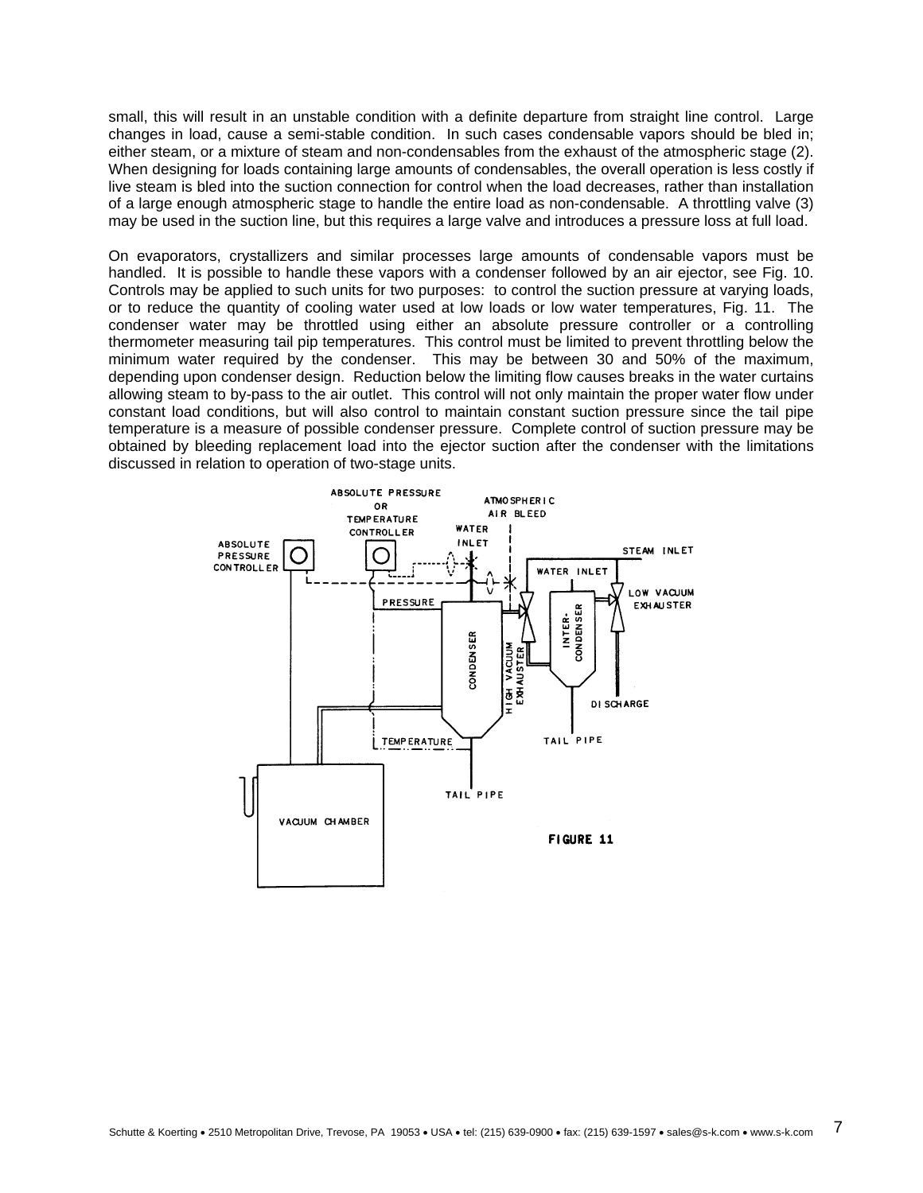small, this will result in an unstable condition with a definite departure from straight line control. Large changes in load, cause a semi-stable condition. In such cases condensable vapors should be bled in; either steam, or a mixture of steam and non-condensables from the exhaust of the atmospheric stage (2). When designing for loads containing large amounts of condensables, the overall operation is less costly if live steam is bled into the suction connection for control when the load decreases, rather than installation of a large enough atmospheric stage to handle the entire load as non-condensable. A throttling valve (3) may be used in the suction line, but this requires a large valve and introduces a pressure loss at full load.

On evaporators, crystallizers and similar processes large amounts of condensable vapors must be handled. It is possible to handle these vapors with a condenser followed by an air ejector, see Fig. 10. Controls may be applied to such units for two purposes: to control the suction pressure at varying loads, or to reduce the quantity of cooling water used at low loads or low water temperatures, Fig. 11. The condenser water may be throttled using either an absolute pressure controller or a controlling thermometer measuring tail pip temperatures. This control must be limited to prevent throttling below the minimum water required by the condenser. This may be between 30 and 50% of the maximum, depending upon condenser design. Reduction below the limiting flow causes breaks in the water curtains allowing steam to by-pass to the air outlet. This control will not only maintain the proper water flow under constant load conditions, but will also control to maintain constant suction pressure since the tail pipe temperature is a measure of possible condenser pressure. Complete control of suction pressure may be obtained by bleeding replacement load into the ejector suction after the condenser with the limitations discussed in relation to operation of two-stage units.

ABSOLUTE PRESSURE CONTROLLER — ABSOLUTE PRESSURE OR TEMPERATURE CONTROLLER — WATER INLET — ATMOSPHERIC AIR BLEED — STEAM INLET — WATER INLET — LOW VACUUM EXHAUSTER — PRESSURE — CONDENSER — HIGH VACUUM EXHAUSTER — INTER-CONDENSER — DISCHARGE — TAIL PIPE — TEMPERATURE — TAIL PIPE — VACUUM CHAMBER

FIGURE 11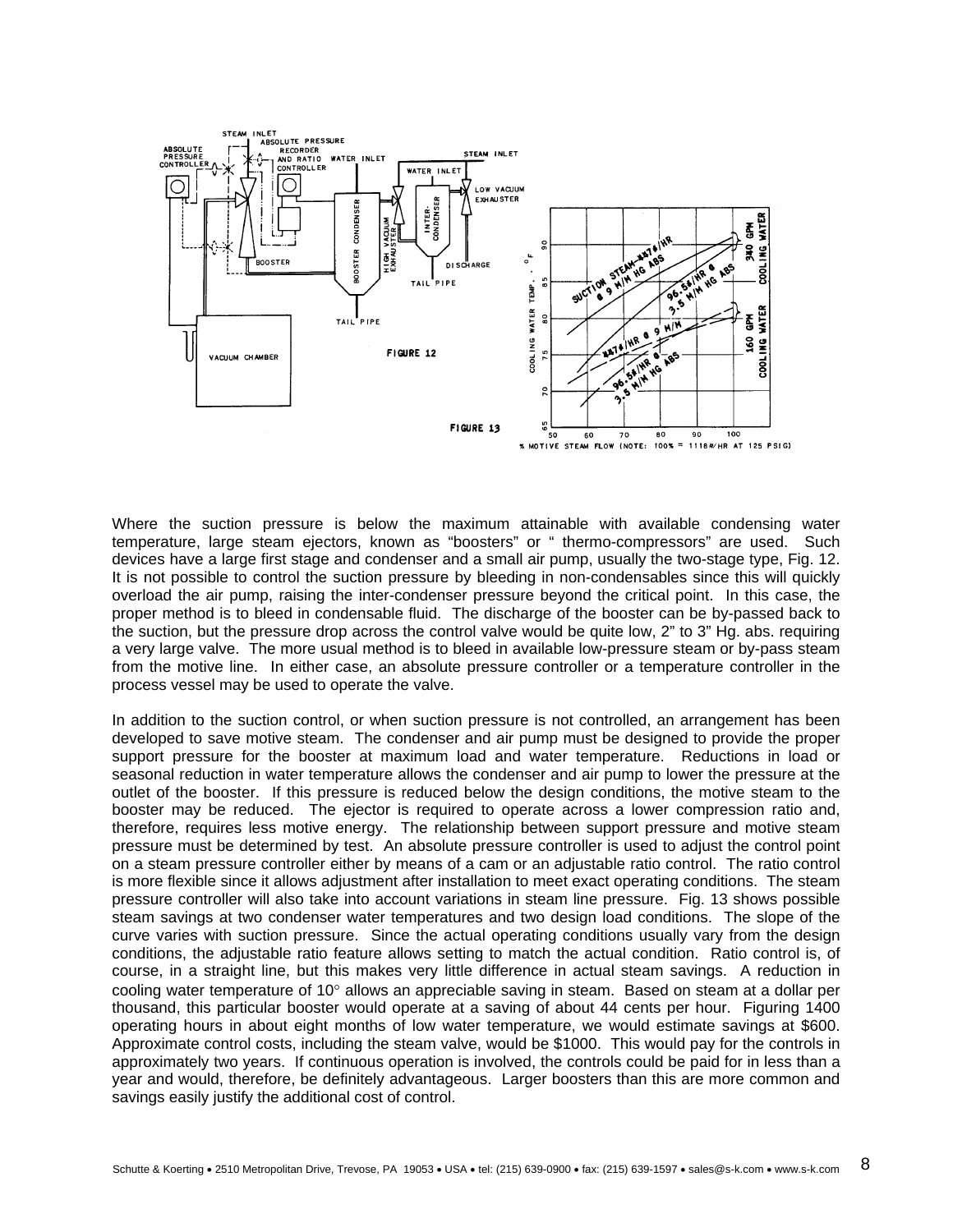FIGURE 12

FIGURE 13

Where the suction pressure is below the maximum attainable with available condensing water temperature, large steam ejectors, known as "boosters" or " thermo-compressors" are used. Such devices have a large first stage and condenser and a small air pump, usually the two-stage type, Fig. 12. It is not possible to control the suction pressure by bleeding in non-condensables since this will quickly overload the air pump, raising the inter-condenser pressure beyond the critical point. In this case, the proper method is to bleed in condensable fluid. The discharge of the booster can be by-passed back to the suction, but the pressure drop across the control valve would be quite low, 2" to 3" Hg. abs. requiring a very large valve. The more usual method is to bleed in available low-pressure steam or by-pass steam from the motive line. In either case, an absolute pressure controller or a temperature controller in the process vessel may be used to operate the valve.

In addition to the suction control, or when suction pressure is not controlled, an arrangement has been developed to save motive steam. The condenser and air pump must be designed to provide the proper support pressure for the booster at maximum load and water temperature. Reductions in load or seasonal reduction in water temperature allows the condenser and air pump to lower the pressure at the outlet of the booster. If this pressure is reduced below the design conditions, the motive steam to the booster may be reduced. The ejector is required to operate across a lower compression ratio and, therefore, requires less motive energy. The relationship between support pressure and motive steam pressure must be determined by test. An absolute pressure controller is used to adjust the control point on a steam pressure controller either by means of a cam or an adjustable ratio control. The ratio control is more flexible since it allows adjustment after installation to meet exact operating conditions. The steam pressure controller will also take into account variations in steam line pressure. Fig. 13 shows possible steam savings at two condenser water temperatures and two design load conditions. The slope of the curve varies with suction pressure. Since the actual operating conditions usually vary from the design conditions, the adjustable ratio feature allows setting to match the actual condition. Ratio control is, of course, in a straight line, but this makes very little difference in actual steam savings. A reduction in cooling water temperature of 10° allows an appreciable saving in steam. Based on steam at a dollar per thousand, this particular booster would operate at a saving of about 44 cents per hour. Figuring 1400 operating hours in about eight months of low water temperature, we would estimate savings at $600. Approximate control costs, including the steam valve, would be $1000. This would pay for the controls in approximately two years. If continuous operation is involved, the controls could be paid for in less than a year and would, therefore, be definitely advantageous. Larger boosters than this are more common and savings easily justify the additional cost of control.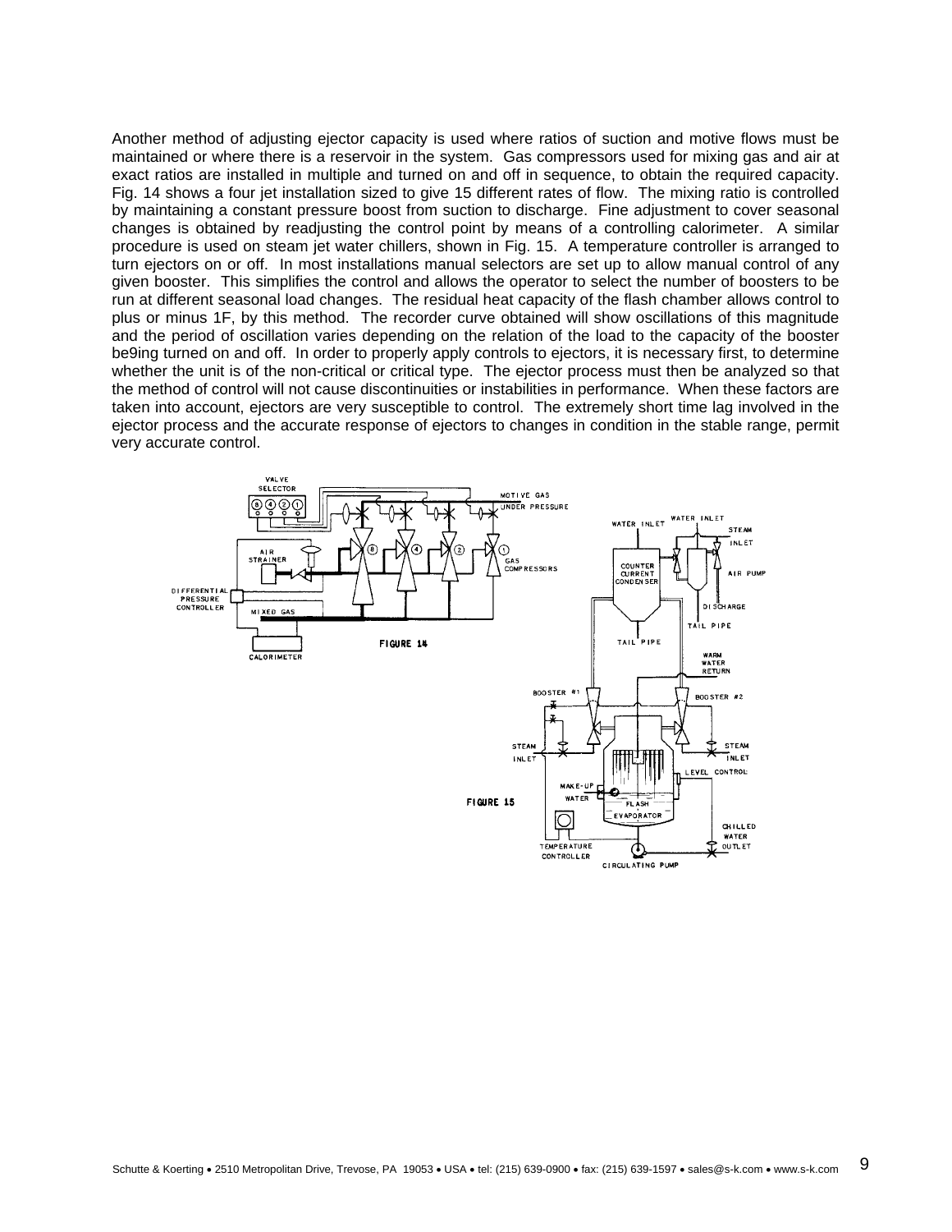Another method of adjusting ejector capacity is used where ratios of suction and motive flows must be maintained or where there is a reservoir in the system. Gas compressors used for mixing gas and air at exact ratios are installed in multiple and turned on and off in sequence, to obtain the required capacity. Fig. 14 shows a four jet installation sized to give 15 different rates of flow. The mixing ratio is controlled by maintaining a constant pressure boost from suction to discharge. Fine adjustment to cover seasonal changes is obtained by readjusting the control point by means of a controlling calorimeter. A similar procedure is used on steam jet water chillers, shown in Fig. 15. A temperature controller is arranged to turn ejectors on or off. In most installations manual selectors are set up to allow manual control of any given booster. This simplifies the control and allows the operator to select the number of boosters to be run at different seasonal load changes. The residual heat capacity of the flash chamber allows control to plus or minus 1F, by this method. The recorder curve obtained will show oscillations of this magnitude and the period of oscillation varies depending on the relation of the load to the capacity of the booster be9ing turned on and off. In order to properly apply controls to ejectors, it is necessary first, to determine whether the unit is of the non-critical or critical type. The ejector process must then be analyzed so that the method of control will not cause discontinuities or instabilities in performance. When these factors are taken into account, ejectors are very susceptible to control. The extremely short time lag involved in the ejector process and the accurate response of ejectors to changes in condition in the stable range, permit very accurate control.

VALVE SELECTOR
8 4 2 1
MOTIVE GAS UNDER PRESSURE
AIR STRAINER
8 4 2 1
GAS COMPRESSORS
DIFFERENTIAL PRESSURE CONTROLLER
MIXED GAS
CALORIMETER

FIGURE 14

WATER INLET
WATER INLET
STEAM INLET
COUNTER CURRENT CONDENSER
AIR PUMP
DISCHARGE
TAIL PIPE
TAIL PIPE
WARM WATER RETURN
BOOSTER #1
BOOSTER #2
STEAM INLET
STEAM INLET
LEVEL CONTROL
MAKE-UP WATER
FLASH EVAPORATOR
CHILLED WATER OUTLET
TEMPERATURE CONTROLLER
CIRCULATING PUMP

FIGURE 15